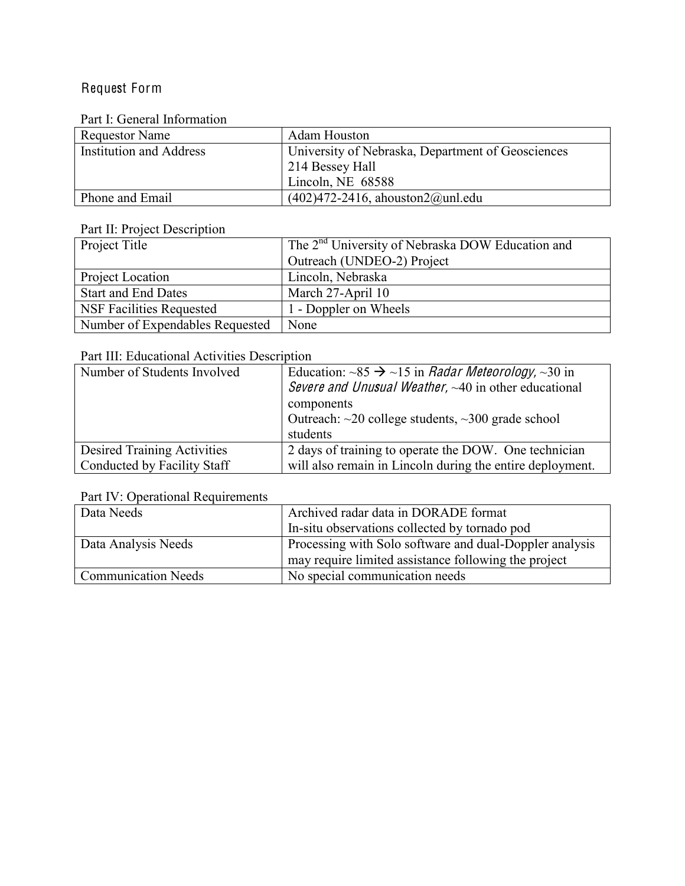## Request Form

Part I: General Information

| Requestor Name | Adam Houston |
|---|---|
| Institution and Address | University of Nebraska, Department of Geosciences<br>214 Bessey Hall<br>Lincoln, NE 68588 |
| Phone and Email | (402)472-2416, ahouston2@unl.edu |

Part II: Project Description

| Project Title | The 2nd University of Nebraska DOW Education and Outreach (UNDEO-2) Project |
|---|---|
| Project Location | Lincoln, Nebraska |
| Start and End Dates | March 27-April 10 |
| NSF Facilities Requested | 1 - Doppler on Wheels |
| Number of Expendables Requested | None |

Part III: Educational Activities Description

| Number of Students Involved | Education: ~85 → ~15 in *Radar Meteorology,* ~30 in *Severe and Unusual Weather,* ~40 in other educational components<br>Outreach: ~20 college students, ~300 grade school students |
|---|---|
| Desired Training Activities Conducted by Facility Staff | 2 days of training to operate the DOW. One technician will also remain in Lincoln during the entire deployment. |

Part IV: Operational Requirements

| Data Needs | Archived radar data in DORADE format<br>In-situ observations collected by tornado pod |
|---|---|
| Data Analysis Needs | Processing with Solo software and dual-Doppler analysis may require limited assistance following the project |
| Communication Needs | No special communication needs |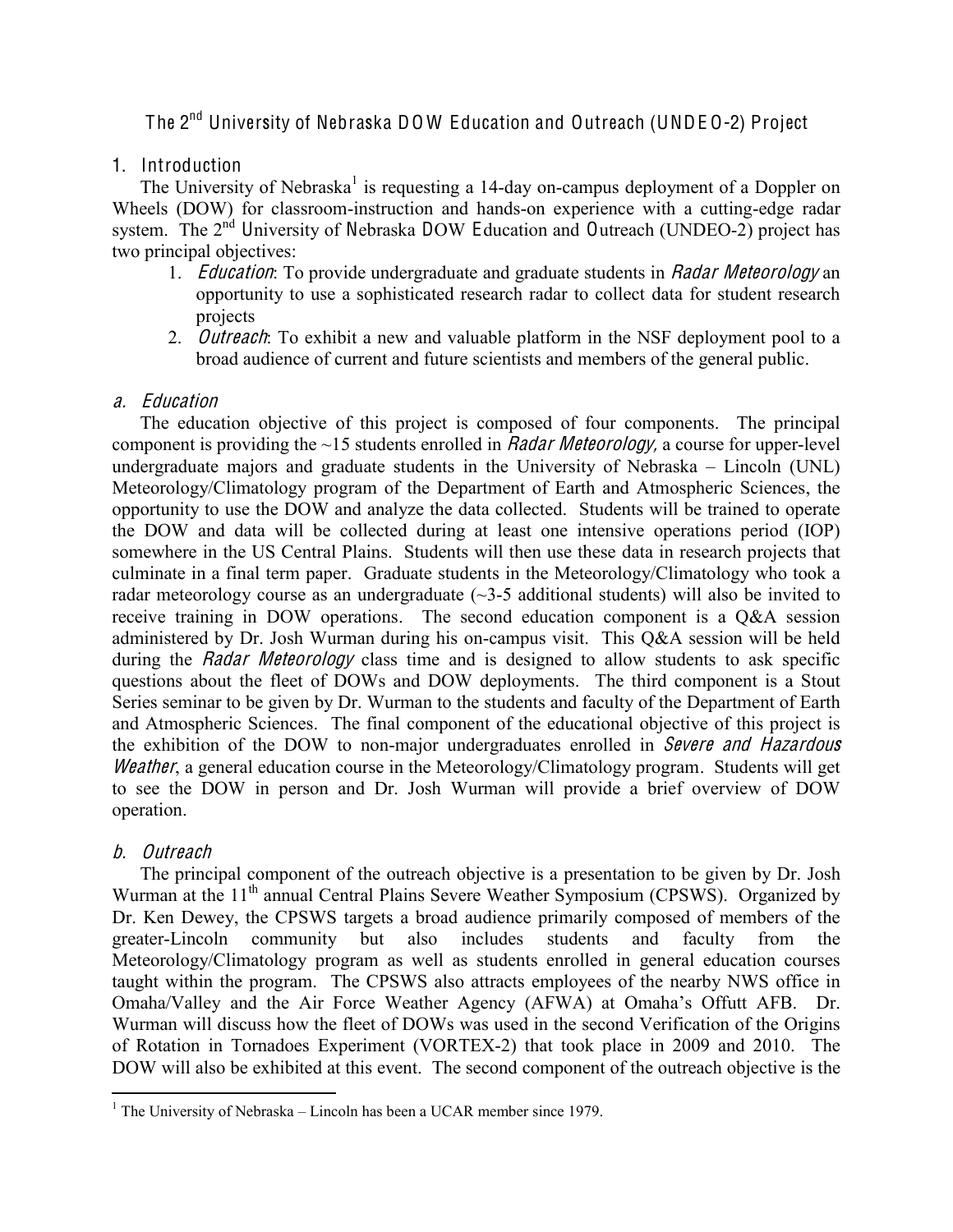# The 2nd University of Nebraska DOW Education and Outreach (UNDEO-2) Project

## 1. Introduction

The University of Nebraska[1] is requesting a 14-day on-campus deployment of a Doppler on Wheels (DOW) for classroom-instruction and hands-on experience with a cutting-edge radar system. The 2nd University of Nebraska DOW Education and Outreach (UNDEO-2) project has two principal objectives:

1. *Education*: To provide undergraduate and graduate students in *Radar Meteorology* an opportunity to use a sophisticated research radar to collect data for student research projects
2. *Outreach*: To exhibit a new and valuable platform in the NSF deployment pool to a broad audience of current and future scientists and members of the general public.

### a. Education

The education objective of this project is composed of four components. The principal component is providing the ~15 students enrolled in *Radar Meteorology,* a course for upper-level undergraduate majors and graduate students in the University of Nebraska – Lincoln (UNL) Meteorology/Climatology program of the Department of Earth and Atmospheric Sciences, the opportunity to use the DOW and analyze the data collected. Students will be trained to operate the DOW and data will be collected during at least one intensive operations period (IOP) somewhere in the US Central Plains. Students will then use these data in research projects that culminate in a final term paper. Graduate students in the Meteorology/Climatology who took a radar meteorology course as an undergraduate (~3-5 additional students) will also be invited to receive training in DOW operations. The second education component is a Q&A session administered by Dr. Josh Wurman during his on-campus visit. This Q&A session will be held during the *Radar Meteorology* class time and is designed to allow students to ask specific questions about the fleet of DOWs and DOW deployments. The third component is a Stout Series seminar to be given by Dr. Wurman to the students and faculty of the Department of Earth and Atmospheric Sciences. The final component of the educational objective of this project is the exhibition of the DOW to non-major undergraduates enrolled in *Severe and Hazardous Weather*, a general education course in the Meteorology/Climatology program. Students will get to see the DOW in person and Dr. Josh Wurman will provide a brief overview of DOW operation.

### b. Outreach

The principal component of the outreach objective is a presentation to be given by Dr. Josh Wurman at the 11th annual Central Plains Severe Weather Symposium (CPSWS). Organized by Dr. Ken Dewey, the CPSWS targets a broad audience primarily composed of members of the greater-Lincoln community but also includes students and faculty from the Meteorology/Climatology program as well as students enrolled in general education courses taught within the program. The CPSWS also attracts employees of the nearby NWS office in Omaha/Valley and the Air Force Weather Agency (AFWA) at Omaha's Offutt AFB. Dr. Wurman will discuss how the fleet of DOWs was used in the second Verification of the Origins of Rotation in Tornadoes Experiment (VORTEX-2) that took place in 2009 and 2010. The DOW will also be exhibited at this event. The second component of the outreach objective is the

---

[1] The University of Nebraska – Lincoln has been a UCAR member since 1979.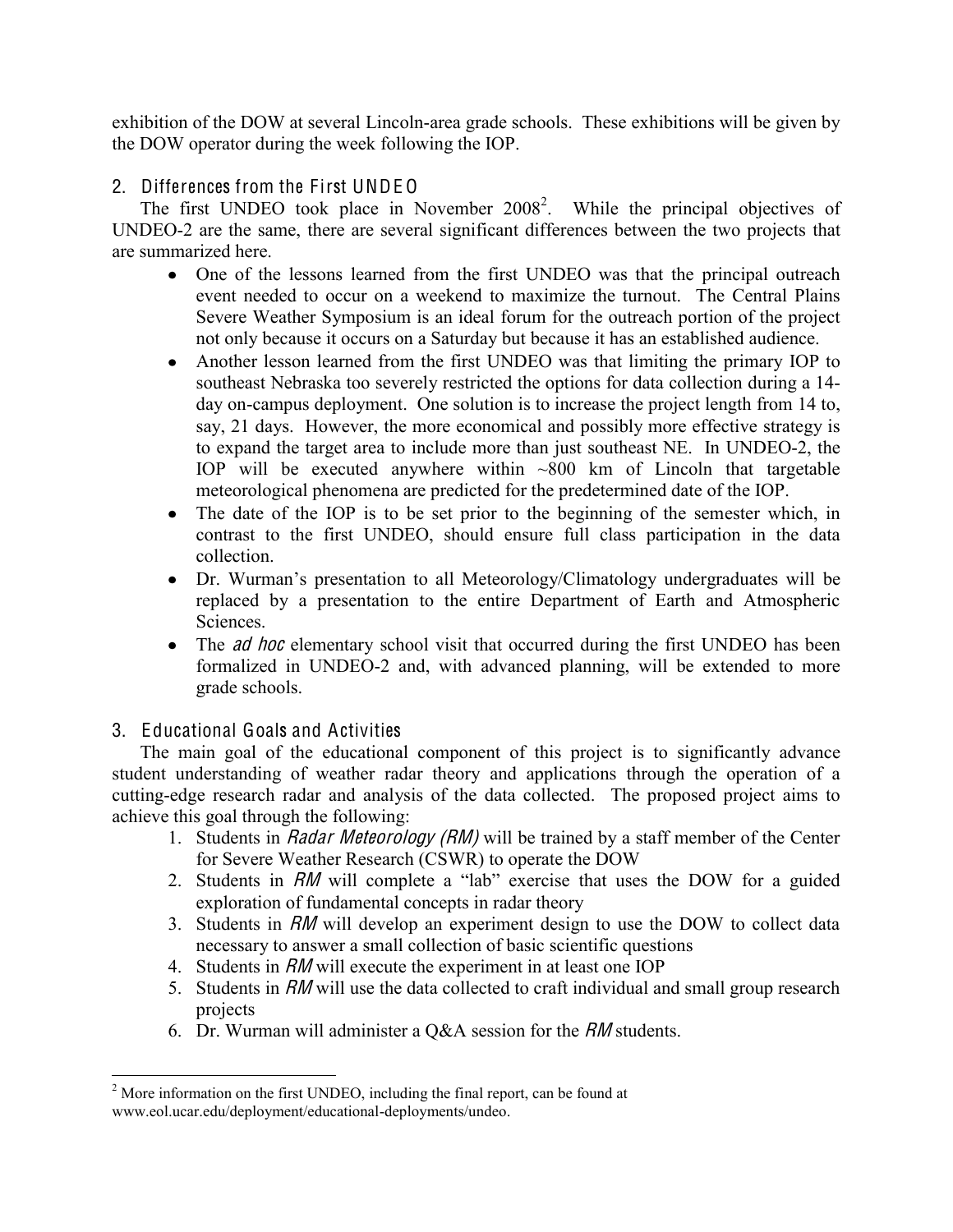exhibition of the DOW at several Lincoln-area grade schools. These exhibitions will be given by the DOW operator during the week following the IOP.

## 2. Differences from the First UNDEO

The first UNDEO took place in November 2008[2]. While the principal objectives of UNDEO-2 are the same, there are several significant differences between the two projects that are summarized here.

- One of the lessons learned from the first UNDEO was that the principal outreach event needed to occur on a weekend to maximize the turnout. The Central Plains Severe Weather Symposium is an ideal forum for the outreach portion of the project not only because it occurs on a Saturday but because it has an established audience.
- Another lesson learned from the first UNDEO was that limiting the primary IOP to southeast Nebraska too severely restricted the options for data collection during a 14-day on-campus deployment. One solution is to increase the project length from 14 to, say, 21 days. However, the more economical and possibly more effective strategy is to expand the target area to include more than just southeast NE. In UNDEO-2, the IOP will be executed anywhere within ~800 km of Lincoln that targetable meteorological phenomena are predicted for the predetermined date of the IOP.
- The date of the IOP is to be set prior to the beginning of the semester which, in contrast to the first UNDEO, should ensure full class participation in the data collection.
- Dr. Wurman's presentation to all Meteorology/Climatology undergraduates will be replaced by a presentation to the entire Department of Earth and Atmospheric Sciences.
- The *ad hoc* elementary school visit that occurred during the first UNDEO has been formalized in UNDEO-2 and, with advanced planning, will be extended to more grade schools.

## 3. Educational Goals and Activities

The main goal of the educational component of this project is to significantly advance student understanding of weather radar theory and applications through the operation of a cutting-edge research radar and analysis of the data collected. The proposed project aims to achieve this goal through the following:

1. Students in *Radar Meteorology (RM)* will be trained by a staff member of the Center for Severe Weather Research (CSWR) to operate the DOW
2. Students in *RM* will complete a "lab" exercise that uses the DOW for a guided exploration of fundamental concepts in radar theory
3. Students in *RM* will develop an experiment design to use the DOW to collect data necessary to answer a small collection of basic scientific questions
4. Students in *RM* will execute the experiment in at least one IOP
5. Students in *RM* will use the data collected to craft individual and small group research projects
6. Dr. Wurman will administer a Q&A session for the *RM* students.

[2] More information on the first UNDEO, including the final report, can be found at www.eol.ucar.edu/deployment/educational-deployments/undeo.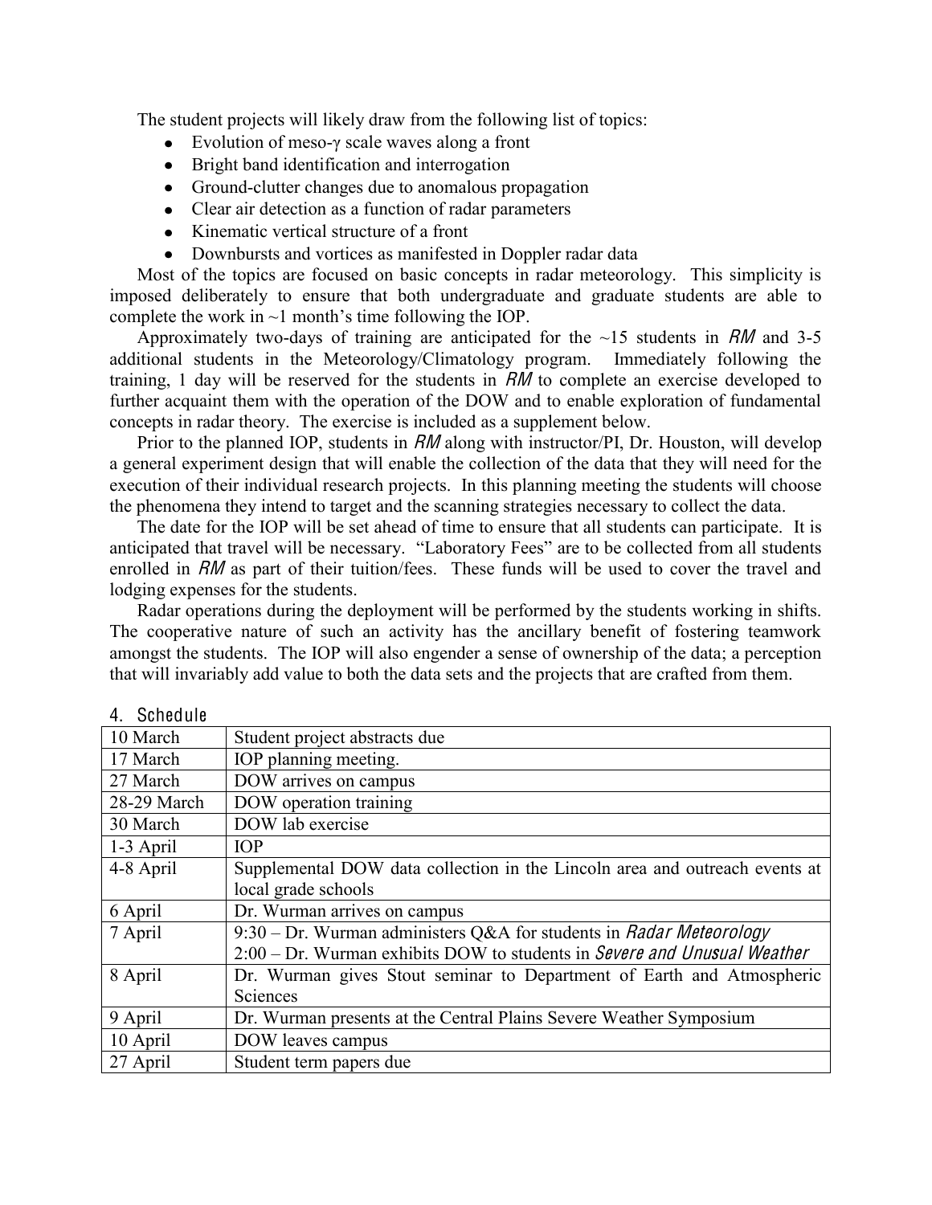The student projects will likely draw from the following list of topics:

- Evolution of meso-$\gamma$ scale waves along a front
- Bright band identification and interrogation
- Ground-clutter changes due to anomalous propagation
- Clear air detection as a function of radar parameters
- Kinematic vertical structure of a front
- Downbursts and vortices as manifested in Doppler radar data

Most of the topics are focused on basic concepts in radar meteorology. This simplicity is imposed deliberately to ensure that both undergraduate and graduate students are able to complete the work in ~1 month's time following the IOP.

Approximately two-days of training are anticipated for the ~15 students in *RM* and 3-5 additional students in the Meteorology/Climatology program. Immediately following the training, 1 day will be reserved for the students in *RM* to complete an exercise developed to further acquaint them with the operation of the DOW and to enable exploration of fundamental concepts in radar theory. The exercise is included as a supplement below.

Prior to the planned IOP, students in *RM* along with instructor/PI, Dr. Houston, will develop a general experiment design that will enable the collection of the data that they will need for the execution of their individual research projects. In this planning meeting the students will choose the phenomena they intend to target and the scanning strategies necessary to collect the data.

The date for the IOP will be set ahead of time to ensure that all students can participate. It is anticipated that travel will be necessary. "Laboratory Fees" are to be collected from all students enrolled in *RM* as part of their tuition/fees. These funds will be used to cover the travel and lodging expenses for the students.

Radar operations during the deployment will be performed by the students working in shifts. The cooperative nature of such an activity has the ancillary benefit of fostering teamwork amongst the students. The IOP will also engender a sense of ownership of the data; a perception that will invariably add value to both the data sets and the projects that are crafted from them.

## 4. Schedule

| | |
|---|---|
| 10 March | Student project abstracts due |
| 17 March | IOP planning meeting. |
| 27 March | DOW arrives on campus |
| 28-29 March | DOW operation training |
| 30 March | DOW lab exercise |
| 1-3 April | IOP |
| 4-8 April | Supplemental DOW data collection in the Lincoln area and outreach events at local grade schools |
| 6 April | Dr. Wurman arrives on campus |
| 7 April | 9:30 – Dr. Wurman administers Q&A for students in *Radar Meteorology*<br>2:00 – Dr. Wurman exhibits DOW to students in *Severe and Unusual Weather* |
| 8 April | Dr. Wurman gives Stout seminar to Department of Earth and Atmospheric Sciences |
| 9 April | Dr. Wurman presents at the Central Plains Severe Weather Symposium |
| 10 April | DOW leaves campus |
| 27 April | Student term papers due |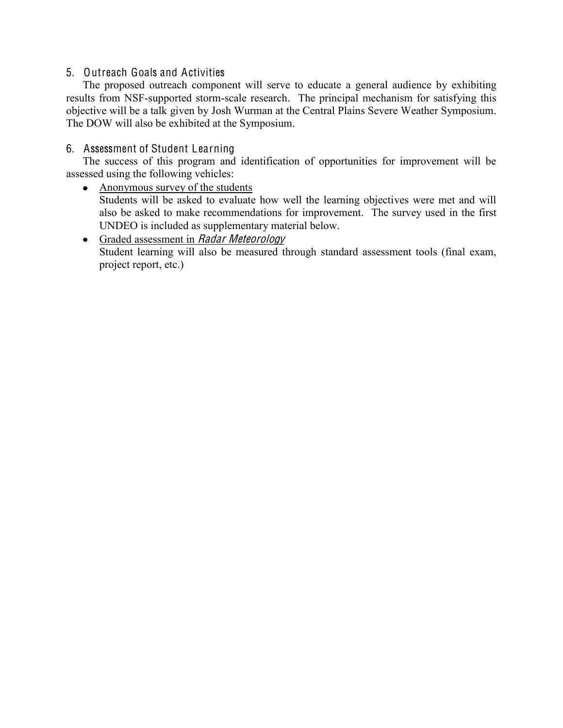## 5. Outreach Goals and Activities

The proposed outreach component will serve to educate a general audience by exhibiting results from NSF-supported storm-scale research. The principal mechanism for satisfying this objective will be a talk given by Josh Wurman at the Central Plains Severe Weather Symposium. The DOW will also be exhibited at the Symposium.

## 6. Assessment of Student Learning

The success of this program and identification of opportunities for improvement will be assessed using the following vehicles:

- <u>Anonymous survey of the students</u>
  Students will be asked to evaluate how well the learning objectives were met and will also be asked to make recommendations for improvement. The survey used in the first UNDEO is included as supplementary material below.
- <u>Graded assessment in *Radar Meteorology*</u>
  Student learning will also be measured through standard assessment tools (final exam, project report, etc.)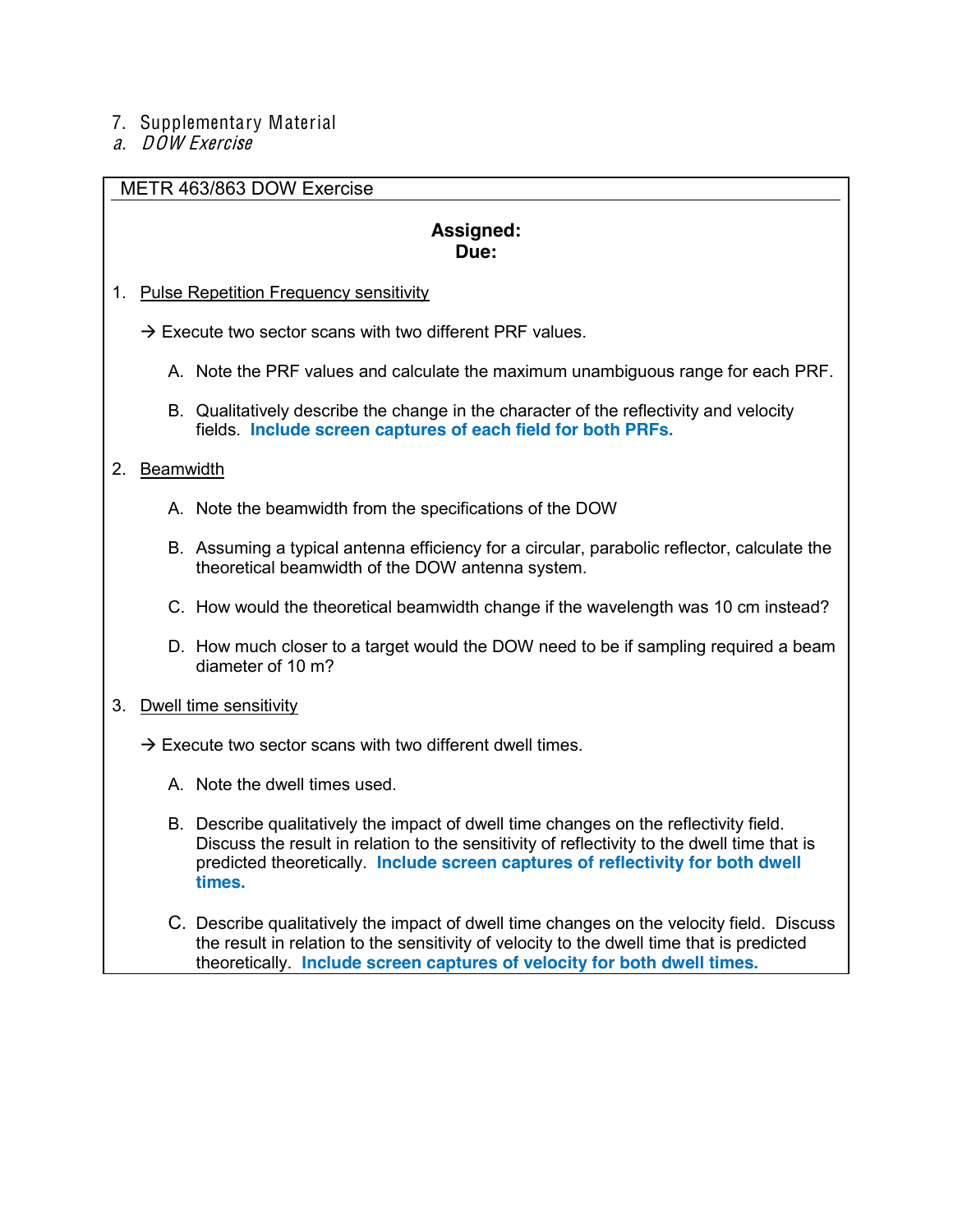## 7. Supplementary Material

### *a. DOW Exercise*

METR 463/863 DOW Exercise

**Assigned:**
**Due:**

1. Pulse Repetition Frequency sensitivity

   → Execute two sector scans with two different PRF values.

   A. Note the PRF values and calculate the maximum unambiguous range for each PRF.

   B. Qualitatively describe the change in the character of the reflectivity and velocity fields. **Include screen captures of each field for both PRFs.**

2. Beamwidth

   A. Note the beamwidth from the specifications of the DOW

   B. Assuming a typical antenna efficiency for a circular, parabolic reflector, calculate the theoretical beamwidth of the DOW antenna system.

   C. How would the theoretical beamwidth change if the wavelength was 10 cm instead?

   D. How much closer to a target would the DOW need to be if sampling required a beam diameter of 10 m?

3. Dwell time sensitivity

   → Execute two sector scans with two different dwell times.

   A. Note the dwell times used.

   B. Describe qualitatively the impact of dwell time changes on the reflectivity field. Discuss the result in relation to the sensitivity of reflectivity to the dwell time that is predicted theoretically. **Include screen captures of reflectivity for both dwell times.**

   C. Describe qualitatively the impact of dwell time changes on the velocity field. Discuss the result in relation to the sensitivity of velocity to the dwell time that is predicted theoretically. **Include screen captures of velocity for both dwell times.**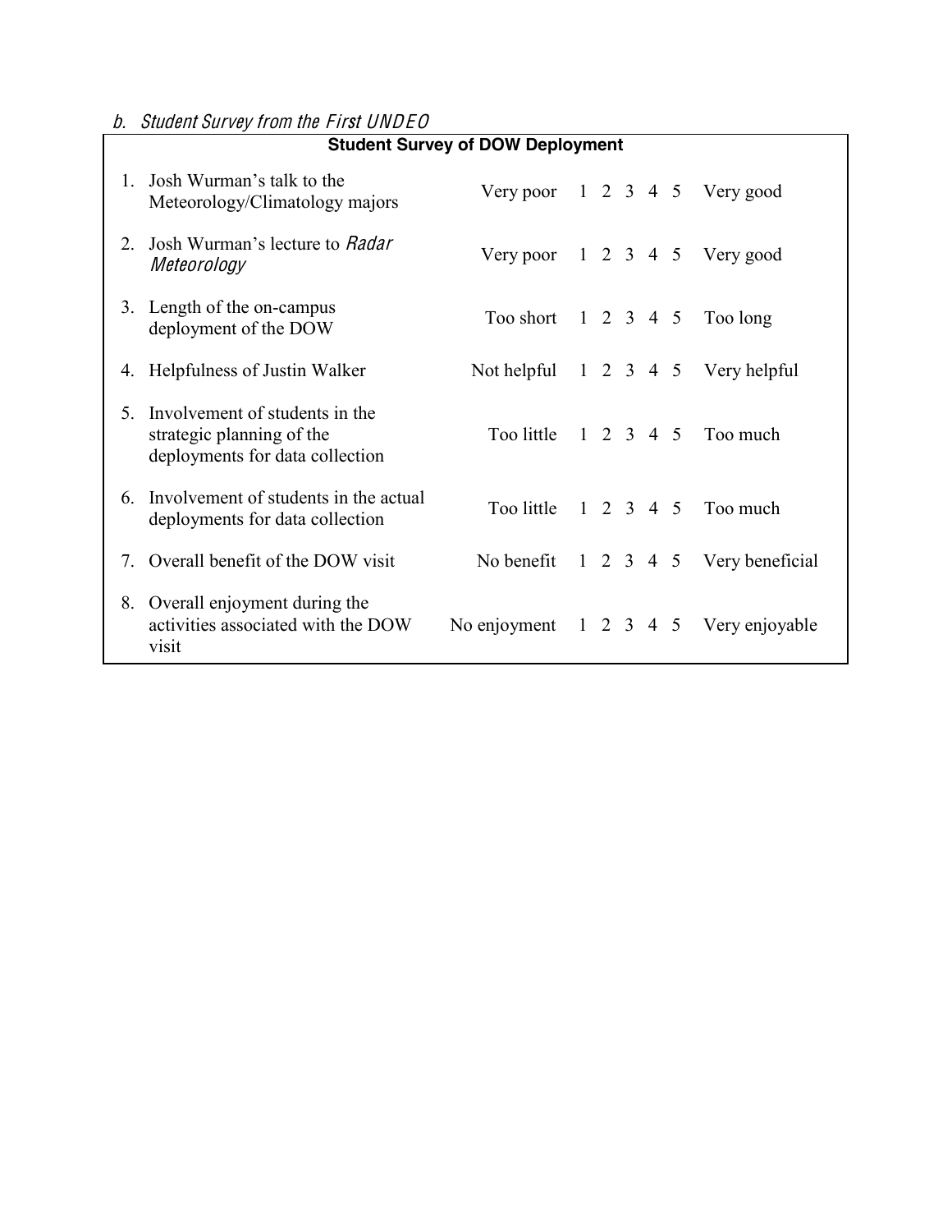*b. Student Survey from the First UNDEO*

**Student Survey of DOW Deployment**

| | | | | |
|---|---|---|---|---|
| 1. | Josh Wurman's talk to the Meteorology/Climatology majors | Very poor | 1 2 3 4 5 | Very good |
| 2. | Josh Wurman's lecture to *Radar Meteorology* | Very poor | 1 2 3 4 5 | Very good |
| 3. | Length of the on-campus deployment of the DOW | Too short | 1 2 3 4 5 | Too long |
| 4. | Helpfulness of Justin Walker | Not helpful | 1 2 3 4 5 | Very helpful |
| 5. | Involvement of students in the strategic planning of the deployments for data collection | Too little | 1 2 3 4 5 | Too much |
| 6. | Involvement of students in the actual deployments for data collection | Too little | 1 2 3 4 5 | Too much |
| 7. | Overall benefit of the DOW visit | No benefit | 1 2 3 4 5 | Very beneficial |
| 8. | Overall enjoyment during the activities associated with the DOW visit | No enjoyment | 1 2 3 4 5 | Very enjoyable |